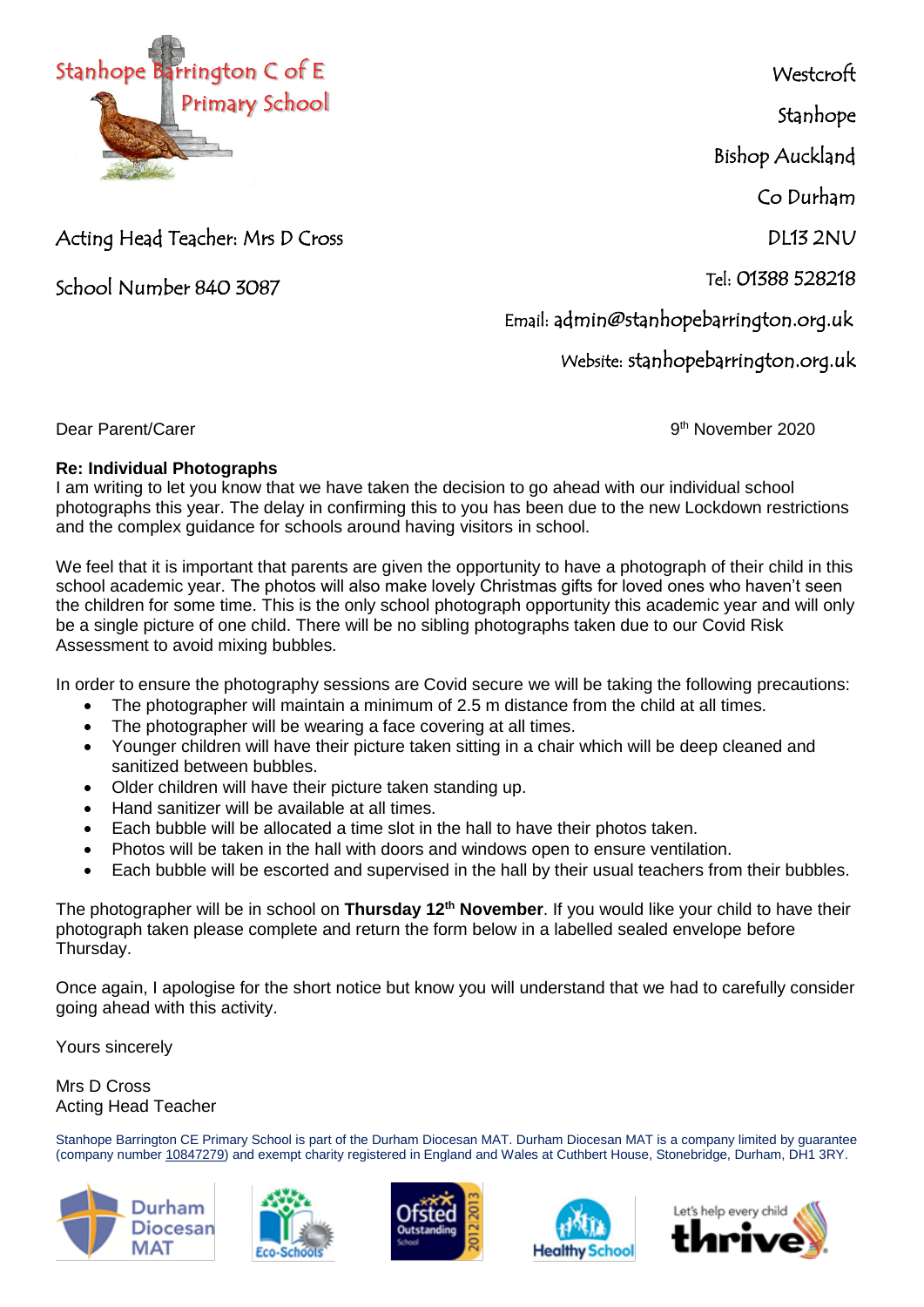Stanhope Barrington C of E Primary School

Acting Head Teacher: Mrs D Cross

School Number 840 3087

Westcroft
Stanhope
Bishop Auckland
Co Durham
DL13 2NU
Tel: 01388 528218
Email: admin@stanhopebarrington.org.uk
Website: stanhopebarrington.org.uk

Dear Parent/Carer

9th November 2020

**Re: Individual Photographs**

I am writing to let you know that we have taken the decision to go ahead with our individual school photographs this year. The delay in confirming this to you has been due to the new Lockdown restrictions and the complex guidance for schools around having visitors in school.

We feel that it is important that parents are given the opportunity to have a photograph of their child in this school academic year. The photos will also make lovely Christmas gifts for loved ones who haven't seen the children for some time. This is the only school photograph opportunity this academic year and will only be a single picture of one child. There will be no sibling photographs taken due to our Covid Risk Assessment to avoid mixing bubbles.

In order to ensure the photography sessions are Covid secure we will be taking the following precautions:

- The photographer will maintain a minimum of 2.5 m distance from the child at all times.
- The photographer will be wearing a face covering at all times.
- Younger children will have their picture taken sitting in a chair which will be deep cleaned and sanitized between bubbles.
- Older children will have their picture taken standing up.
- Hand sanitizer will be available at all times.
- Each bubble will be allocated a time slot in the hall to have their photos taken.
- Photos will be taken in the hall with doors and windows open to ensure ventilation.
- Each bubble will be escorted and supervised in the hall by their usual teachers from their bubbles.

The photographer will be in school on **Thursday 12th November**. If you would like your child to have their photograph taken please complete and return the form below in a labelled sealed envelope before Thursday.

Once again, I apologise for the short notice but know you will understand that we had to carefully consider going ahead with this activity.

Yours sincerely

Mrs D Cross
Acting Head Teacher

Stanhope Barrington CE Primary School is part of the Durham Diocesan MAT. Durham Diocesan MAT is a company limited by guarantee (company number 10847279) and exempt charity registered in England and Wales at Cuthbert House, Stonebridge, Durham, DH1 3RY.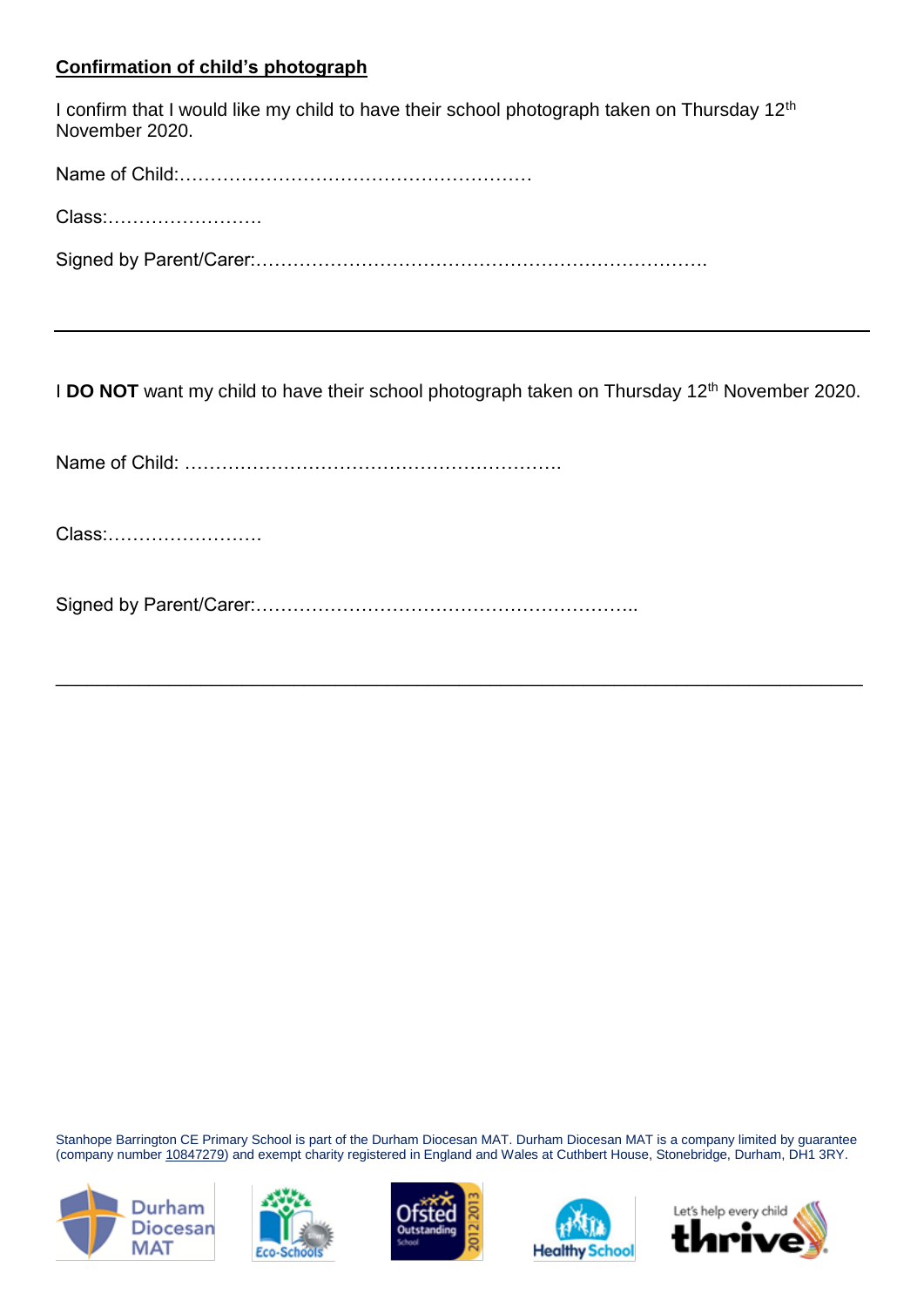**Confirmation of child's photograph**

I confirm that I would like my child to have their school photograph taken on Thursday 12th November 2020.

Name of Child:…………………………………………………

Class:…………………….

Signed by Parent/Carer:……………………………………………………………….

---

I **DO NOT** want my child to have their school photograph taken on Thursday 12th November 2020.

Name of Child: …………………………………………………….

Class:…………………….

Signed by Parent/Carer:……………………………………………………..

---

Stanhope Barrington CE Primary School is part of the Durham Diocesan MAT. Durham Diocesan MAT is a company limited by guarantee (company number 10847279) and exempt charity registered in England and Wales at Cuthbert House, Stonebridge, Durham, DH1 3RY.